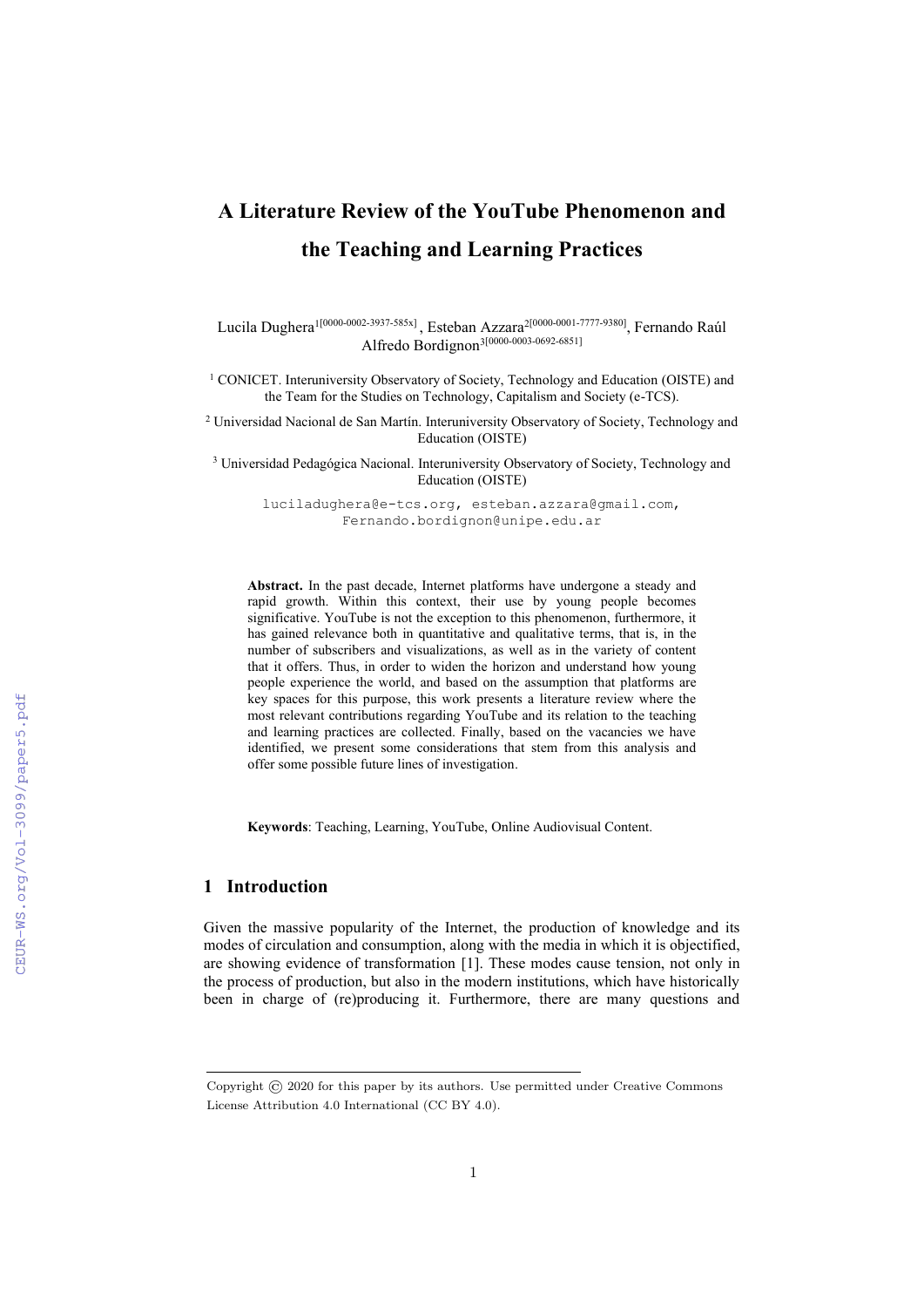# A Literature Review of the YouTube Phenomenon and the Teaching and Learning Practices

Lucila Dughera[1[0000-0002-3937-585x]], Esteban Azzara[2[0000-0001-7777-9380]], Fernando Raúl Alfredo Bordignon[3[0000-0003-0692-6851]]

[1] CONICET. Interuniversity Observatory of Society, Technology and Education (OISTE) and the Team for the Studies on Technology, Capitalism and Society (e-TCS).

[2] Universidad Nacional de San Martín. Interuniversity Observatory of Society, Technology and Education (OISTE)

[3] Universidad Pedagógica Nacional. Interuniversity Observatory of Society, Technology and Education (OISTE)

luciladughera@e-tcs.org, esteban.azzara@gmail.com, Fernando.bordignon@unipe.edu.ar

**Abstract.** In the past decade, Internet platforms have undergone a steady and rapid growth. Within this context, their use by young people becomes significative. YouTube is not the exception to this phenomenon, furthermore, it has gained relevance both in quantitative and qualitative terms, that is, in the number of subscribers and visualizations, as well as in the variety of content that it offers. Thus, in order to widen the horizon and understand how young people experience the world, and based on the assumption that platforms are key spaces for this purpose, this work presents a literature review where the most relevant contributions regarding YouTube and its relation to the teaching and learning practices are collected. Finally, based on the vacancies we have identified, we present some considerations that stem from this analysis and offer some possible future lines of investigation.

**Keywords**: Teaching, Learning, YouTube, Online Audiovisual Content.

## 1 Introduction

Given the massive popularity of the Internet, the production of knowledge and its modes of circulation and consumption, along with the media in which it is objectified, are showing evidence of transformation [1]. These modes cause tension, not only in the process of production, but also in the modern institutions, which have historically been in charge of (re)producing it. Furthermore, there are many questions and

Copyright © 2020 for this paper by its authors. Use permitted under Creative Commons License Attribution 4.0 International (CC BY 4.0).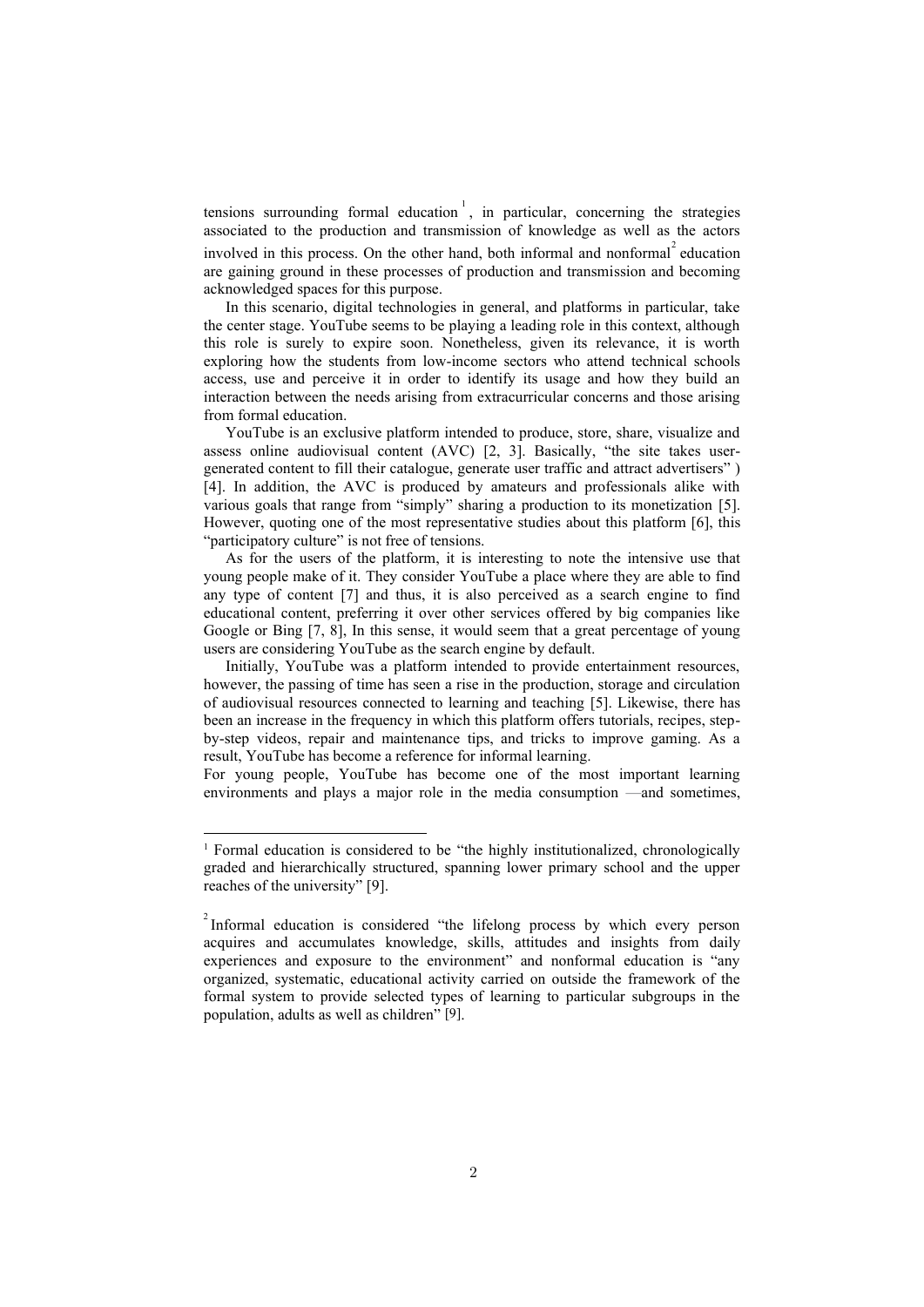tensions surrounding formal education [1], in particular, concerning the strategies associated to the production and transmission of knowledge as well as the actors involved in this process. On the other hand, both informal and nonformal [2] education are gaining ground in these processes of production and transmission and becoming acknowledged spaces for this purpose.

In this scenario, digital technologies in general, and platforms in particular, take the center stage. YouTube seems to be playing a leading role in this context, although this role is surely to expire soon. Nonetheless, given its relevance, it is worth exploring how the students from low-income sectors who attend technical schools access, use and perceive it in order to identify its usage and how they build an interaction between the needs arising from extracurricular concerns and those arising from formal education.

YouTube is an exclusive platform intended to produce, store, share, visualize and assess online audiovisual content (AVC) [2, 3]. Basically, "the site takes user-generated content to fill their catalogue, generate user traffic and attract advertisers" ) [4]. In addition, the AVC is produced by amateurs and professionals alike with various goals that range from "simply" sharing a production to its monetization [5]. However, quoting one of the most representative studies about this platform [6], this "participatory culture" is not free of tensions.

As for the users of the platform, it is interesting to note the intensive use that young people make of it. They consider YouTube a place where they are able to find any type of content [7] and thus, it is also perceived as a search engine to find educational content, preferring it over other services offered by big companies like Google or Bing [7, 8], In this sense, it would seem that a great percentage of young users are considering YouTube as the search engine by default.

Initially, YouTube was a platform intended to provide entertainment resources, however, the passing of time has seen a rise in the production, storage and circulation of audiovisual resources connected to learning and teaching [5]. Likewise, there has been an increase in the frequency in which this platform offers tutorials, recipes, step-by-step videos, repair and maintenance tips, and tricks to improve gaming. As a result, YouTube has become a reference for informal learning.

For young people, YouTube has become one of the most important learning environments and plays a major role in the media consumption —and sometimes,

---

[1] Formal education is considered to be "the highly institutionalized, chronologically graded and hierarchically structured, spanning lower primary school and the upper reaches of the university" [9].

[2] Informal education is considered "the lifelong process by which every person acquires and accumulates knowledge, skills, attitudes and insights from daily experiences and exposure to the environment" and nonformal education is "any organized, systematic, educational activity carried on outside the framework of the formal system to provide selected types of learning to particular subgroups in the population, adults as well as children" [9].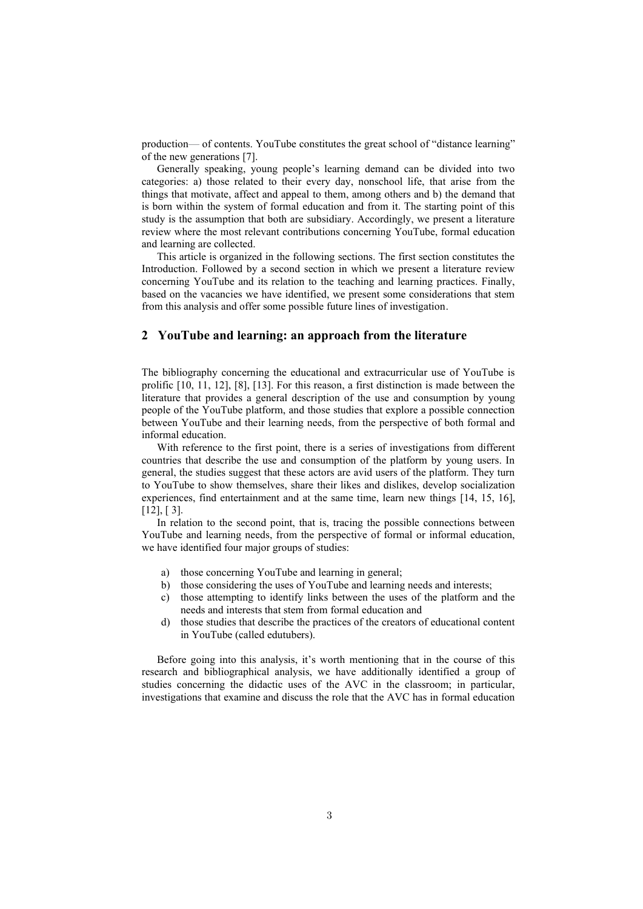production— of contents. YouTube constitutes the great school of "distance learning" of the new generations [7].

Generally speaking, young people's learning demand can be divided into two categories: a) those related to their every day, nonschool life, that arise from the things that motivate, affect and appeal to them, among others and b) the demand that is born within the system of formal education and from it. The starting point of this study is the assumption that both are subsidiary. Accordingly, we present a literature review where the most relevant contributions concerning YouTube, formal education and learning are collected.

This article is organized in the following sections. The first section constitutes the Introduction. Followed by a second section in which we present a literature review concerning YouTube and its relation to the teaching and learning practices. Finally, based on the vacancies we have identified, we present some considerations that stem from this analysis and offer some possible future lines of investigation.

## 2 YouTube and learning: an approach from the literature

The bibliography concerning the educational and extracurricular use of YouTube is prolific [10, 11, 12], [8], [13]. For this reason, a first distinction is made between the literature that provides a general description of the use and consumption by young people of the YouTube platform, and those studies that explore a possible connection between YouTube and their learning needs, from the perspective of both formal and informal education.

With reference to the first point, there is a series of investigations from different countries that describe the use and consumption of the platform by young users. In general, the studies suggest that these actors are avid users of the platform. They turn to YouTube to show themselves, share their likes and dislikes, develop socialization experiences, find entertainment and at the same time, learn new things [14, 15, 16], [12], [ 3].

In relation to the second point, that is, tracing the possible connections between YouTube and learning needs, from the perspective of formal or informal education, we have identified four major groups of studies:

a) those concerning YouTube and learning in general;
b) those considering the uses of YouTube and learning needs and interests;
c) those attempting to identify links between the uses of the platform and the needs and interests that stem from formal education and
d) those studies that describe the practices of the creators of educational content in YouTube (called edutubers).

Before going into this analysis, it's worth mentioning that in the course of this research and bibliographical analysis, we have additionally identified a group of studies concerning the didactic uses of the AVC in the classroom; in particular, investigations that examine and discuss the role that the AVC has in formal education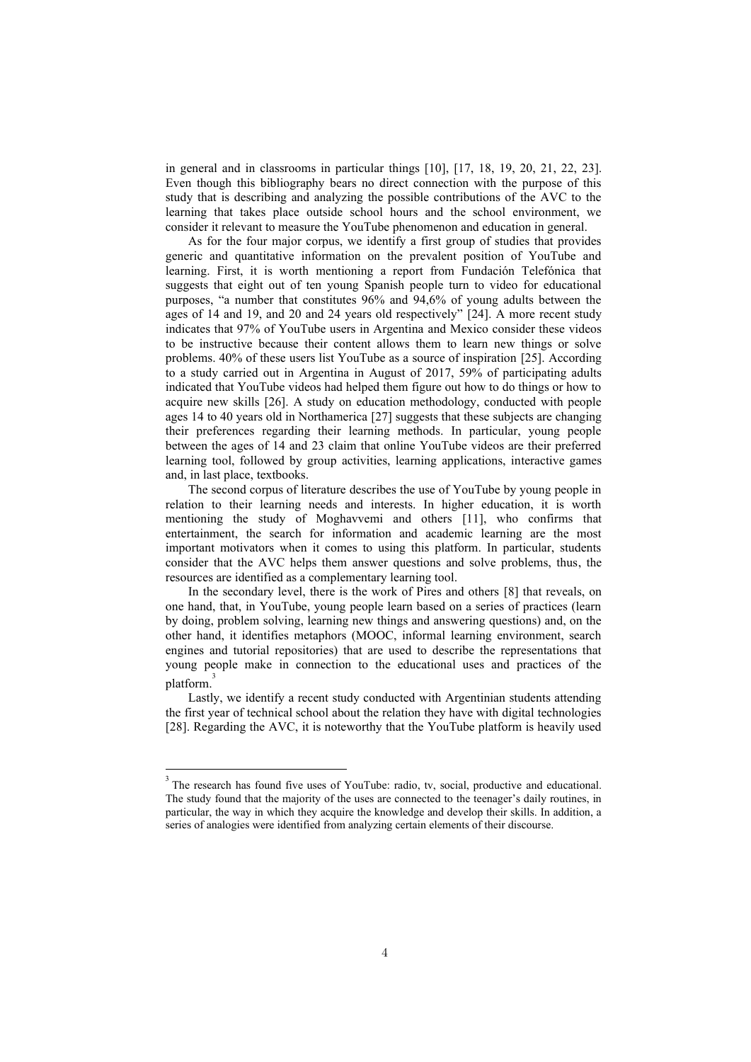in general and in classrooms in particular things [10], [17, 18, 19, 20, 21, 22, 23]. Even though this bibliography bears no direct connection with the purpose of this study that is describing and analyzing the possible contributions of the AVC to the learning that takes place outside school hours and the school environment, we consider it relevant to measure the YouTube phenomenon and education in general.

As for the four major corpus, we identify a first group of studies that provides generic and quantitative information on the prevalent position of YouTube and learning. First, it is worth mentioning a report from Fundación Telefónica that suggests that eight out of ten young Spanish people turn to video for educational purposes, "a number that constitutes 96% and 94,6% of young adults between the ages of 14 and 19, and 20 and 24 years old respectively" [24]. A more recent study indicates that 97% of YouTube users in Argentina and Mexico consider these videos to be instructive because their content allows them to learn new things or solve problems. 40% of these users list YouTube as a source of inspiration [25]. According to a study carried out in Argentina in August of 2017, 59% of participating adults indicated that YouTube videos had helped them figure out how to do things or how to acquire new skills [26]. A study on education methodology, conducted with people ages 14 to 40 years old in Northamerica [27] suggests that these subjects are changing their preferences regarding their learning methods. In particular, young people between the ages of 14 and 23 claim that online YouTube videos are their preferred learning tool, followed by group activities, learning applications, interactive games and, in last place, textbooks.

The second corpus of literature describes the use of YouTube by young people in relation to their learning needs and interests. In higher education, it is worth mentioning the study of Moghavvemi and others [11], who confirms that entertainment, the search for information and academic learning are the most important motivators when it comes to using this platform. In particular, students consider that the AVC helps them answer questions and solve problems, thus, the resources are identified as a complementary learning tool.

In the secondary level, there is the work of Pires and others [8] that reveals, on one hand, that, in YouTube, young people learn based on a series of practices (learn by doing, problem solving, learning new things and answering questions) and, on the other hand, it identifies metaphors (MOOC, informal learning environment, search engines and tutorial repositories) that are used to describe the representations that young people make in connection to the educational uses and practices of the platform.[3]

Lastly, we identify a recent study conducted with Argentinian students attending the first year of technical school about the relation they have with digital technologies [28]. Regarding the AVC, it is noteworthy that the YouTube platform is heavily used

---

[3] The research has found five uses of YouTube: radio, tv, social, productive and educational. The study found that the majority of the uses are connected to the teenager's daily routines, in particular, the way in which they acquire the knowledge and develop their skills. In addition, a series of analogies were identified from analyzing certain elements of their discourse.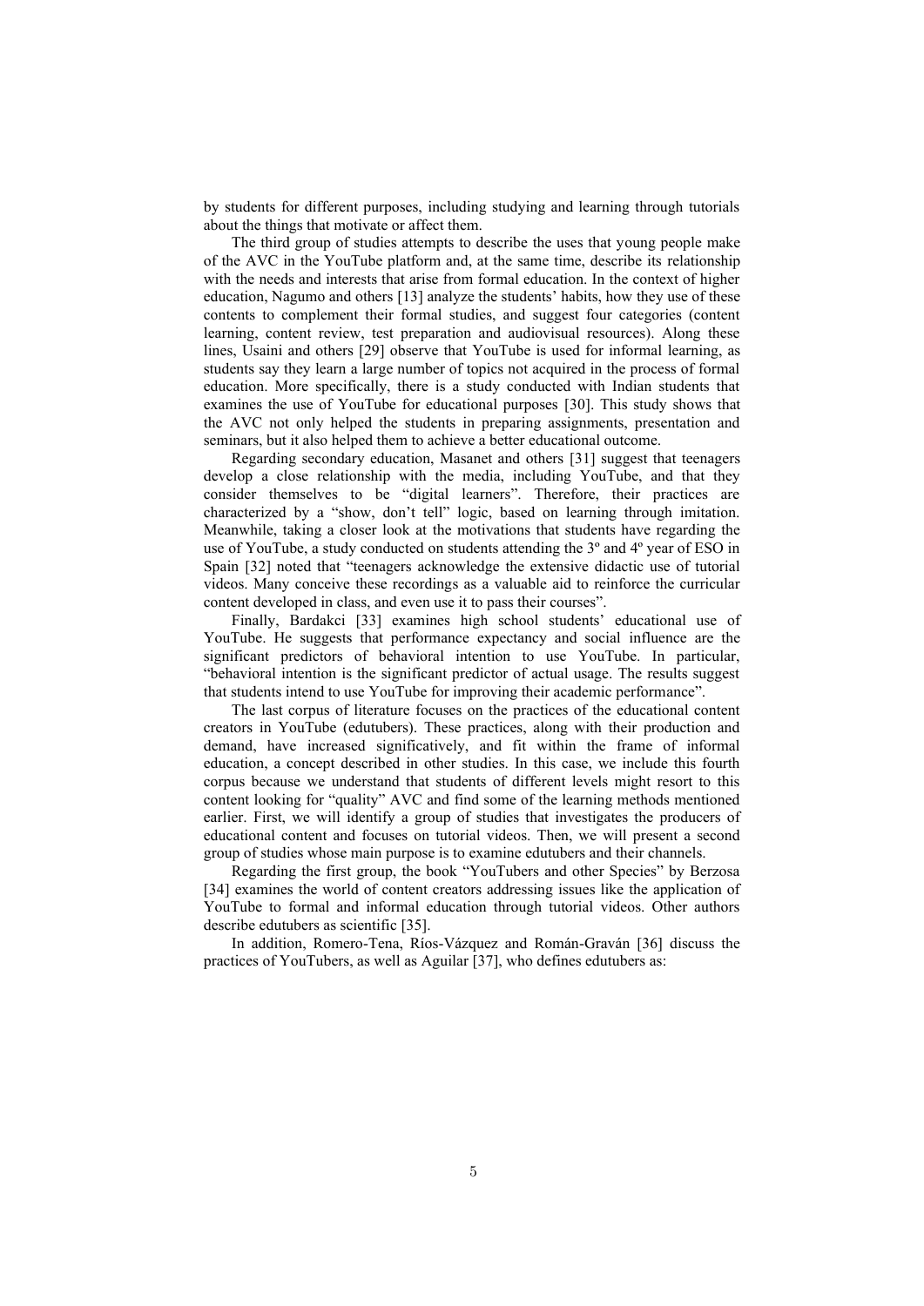by students for different purposes, including studying and learning through tutorials about the things that motivate or affect them.

The third group of studies attempts to describe the uses that young people make of the AVC in the YouTube platform and, at the same time, describe its relationship with the needs and interests that arise from formal education. In the context of higher education, Nagumo and others [13] analyze the students' habits, how they use of these contents to complement their formal studies, and suggest four categories (content learning, content review, test preparation and audiovisual resources). Along these lines, Usaini and others [29] observe that YouTube is used for informal learning, as students say they learn a large number of topics not acquired in the process of formal education. More specifically, there is a study conducted with Indian students that examines the use of YouTube for educational purposes [30]. This study shows that the AVC not only helped the students in preparing assignments, presentation and seminars, but it also helped them to achieve a better educational outcome.

Regarding secondary education, Masanet and others [31] suggest that teenagers develop a close relationship with the media, including YouTube, and that they consider themselves to be "digital learners". Therefore, their practices are characterized by a "show, don't tell" logic, based on learning through imitation. Meanwhile, taking a closer look at the motivations that students have regarding the use of YouTube, a study conducted on students attending the 3º and 4º year of ESO in Spain [32] noted that "teenagers acknowledge the extensive didactic use of tutorial videos. Many conceive these recordings as a valuable aid to reinforce the curricular content developed in class, and even use it to pass their courses".

Finally, Bardakci [33] examines high school students' educational use of YouTube. He suggests that performance expectancy and social influence are the significant predictors of behavioral intention to use YouTube. In particular, "behavioral intention is the significant predictor of actual usage. The results suggest that students intend to use YouTube for improving their academic performance".

The last corpus of literature focuses on the practices of the educational content creators in YouTube (edutubers). These practices, along with their production and demand, have increased significatively, and fit within the frame of informal education, a concept described in other studies. In this case, we include this fourth corpus because we understand that students of different levels might resort to this content looking for "quality" AVC and find some of the learning methods mentioned earlier. First, we will identify a group of studies that investigates the producers of educational content and focuses on tutorial videos. Then, we will present a second group of studies whose main purpose is to examine edutubers and their channels.

Regarding the first group, the book "YouTubers and other Species" by Berzosa [34] examines the world of content creators addressing issues like the application of YouTube to formal and informal education through tutorial videos. Other authors describe edutubers as scientific [35].

In addition, Romero-Tena, Ríos-Vázquez and Román-Graván [36] discuss the practices of YouTubers, as well as Aguilar [37], who defines edutubers as: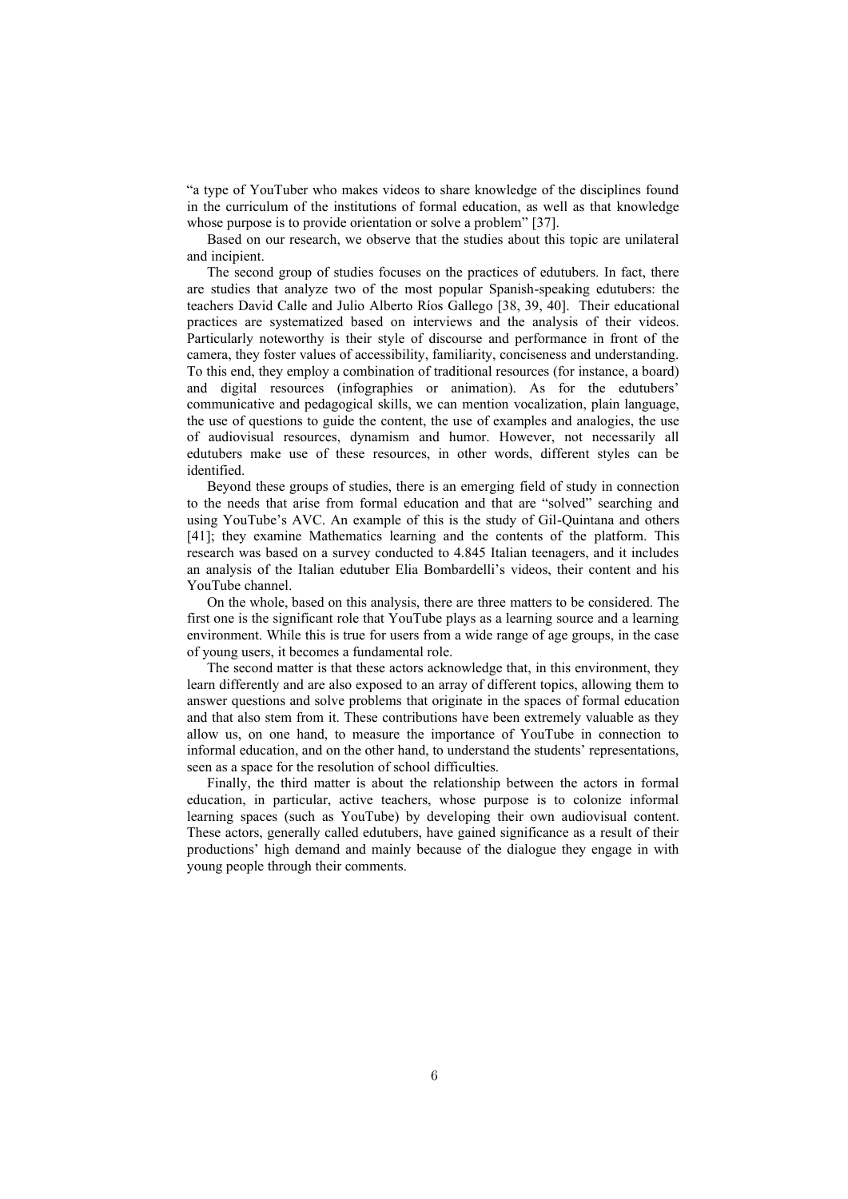"a type of YouTuber who makes videos to share knowledge of the disciplines found in the curriculum of the institutions of formal education, as well as that knowledge whose purpose is to provide orientation or solve a problem" [37].

Based on our research, we observe that the studies about this topic are unilateral and incipient.

The second group of studies focuses on the practices of edutubers. In fact, there are studies that analyze two of the most popular Spanish-speaking edutubers: the teachers David Calle and Julio Alberto Ríos Gallego [38, 39, 40]. Their educational practices are systematized based on interviews and the analysis of their videos. Particularly noteworthy is their style of discourse and performance in front of the camera, they foster values of accessibility, familiarity, conciseness and understanding. To this end, they employ a combination of traditional resources (for instance, a board) and digital resources (infographies or animation). As for the edutubers' communicative and pedagogical skills, we can mention vocalization, plain language, the use of questions to guide the content, the use of examples and analogies, the use of audiovisual resources, dynamism and humor. However, not necessarily all edutubers make use of these resources, in other words, different styles can be identified.

Beyond these groups of studies, there is an emerging field of study in connection to the needs that arise from formal education and that are "solved" searching and using YouTube's AVC. An example of this is the study of Gil-Quintana and others [41]; they examine Mathematics learning and the contents of the platform. This research was based on a survey conducted to 4.845 Italian teenagers, and it includes an analysis of the Italian edutuber Elia Bombardelli's videos, their content and his YouTube channel.

On the whole, based on this analysis, there are three matters to be considered. The first one is the significant role that YouTube plays as a learning source and a learning environment. While this is true for users from a wide range of age groups, in the case of young users, it becomes a fundamental role.

The second matter is that these actors acknowledge that, in this environment, they learn differently and are also exposed to an array of different topics, allowing them to answer questions and solve problems that originate in the spaces of formal education and that also stem from it. These contributions have been extremely valuable as they allow us, on one hand, to measure the importance of YouTube in connection to informal education, and on the other hand, to understand the students' representations, seen as a space for the resolution of school difficulties.

Finally, the third matter is about the relationship between the actors in formal education, in particular, active teachers, whose purpose is to colonize informal learning spaces (such as YouTube) by developing their own audiovisual content. These actors, generally called edutubers, have gained significance as a result of their productions' high demand and mainly because of the dialogue they engage in with young people through their comments.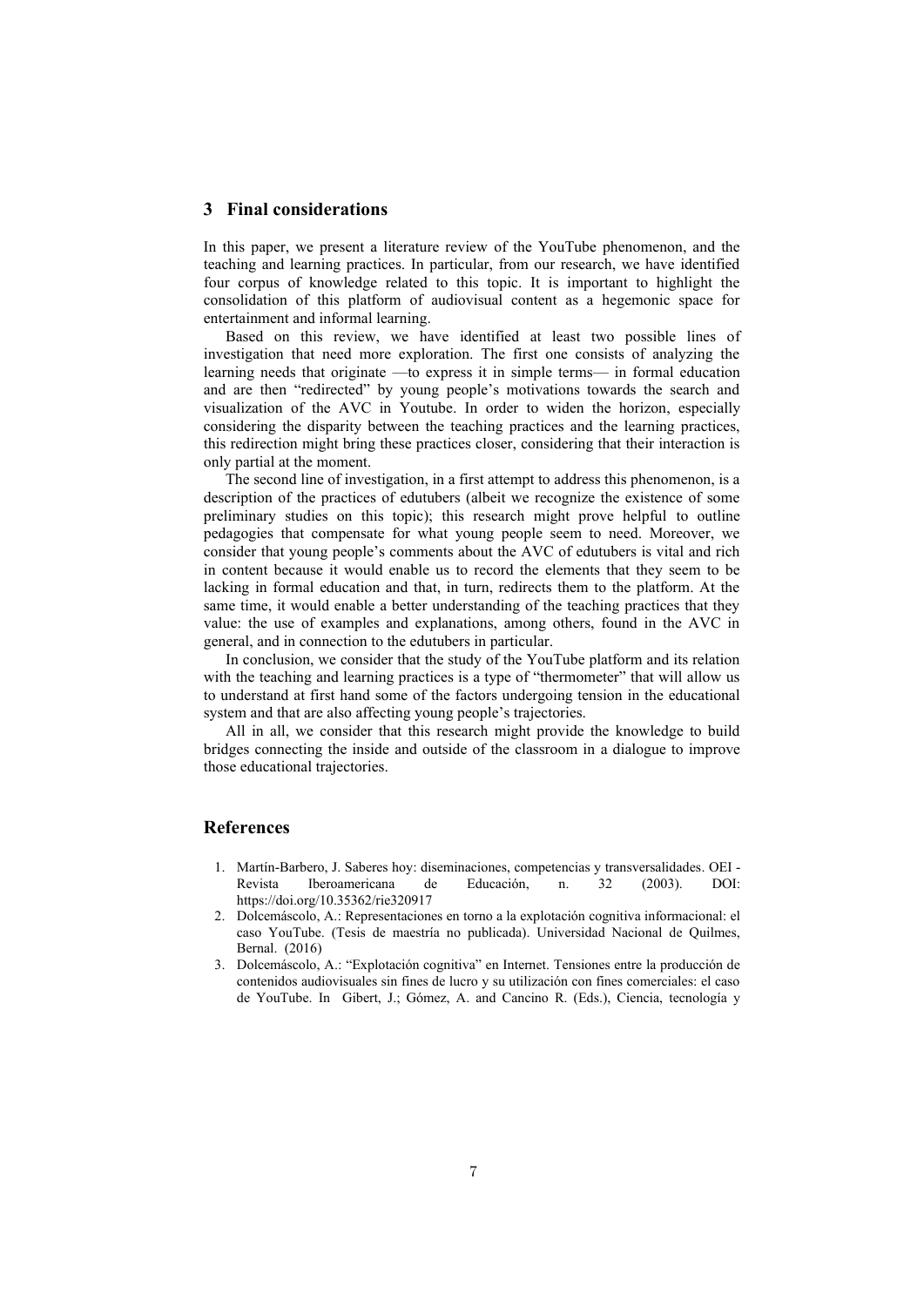## 3 Final considerations

In this paper, we present a literature review of the YouTube phenomenon, and the teaching and learning practices. In particular, from our research, we have identified four corpus of knowledge related to this topic. It is important to highlight the consolidation of this platform of audiovisual content as a hegemonic space for entertainment and informal learning.

Based on this review, we have identified at least two possible lines of investigation that need more exploration. The first one consists of analyzing the learning needs that originate —to express it in simple terms— in formal education and are then "redirected" by young people's motivations towards the search and visualization of the AVC in Youtube. In order to widen the horizon, especially considering the disparity between the teaching practices and the learning practices, this redirection might bring these practices closer, considering that their interaction is only partial at the moment.

The second line of investigation, in a first attempt to address this phenomenon, is a description of the practices of edutubers (albeit we recognize the existence of some preliminary studies on this topic); this research might prove helpful to outline pedagogies that compensate for what young people seem to need. Moreover, we consider that young people's comments about the AVC of edutubers is vital and rich in content because it would enable us to record the elements that they seem to be lacking in formal education and that, in turn, redirects them to the platform. At the same time, it would enable a better understanding of the teaching practices that they value: the use of examples and explanations, among others, found in the AVC in general, and in connection to the edutubers in particular.

In conclusion, we consider that the study of the YouTube platform and its relation with the teaching and learning practices is a type of "thermometer" that will allow us to understand at first hand some of the factors undergoing tension in the educational system and that are also affecting young people's trajectories.

All in all, we consider that this research might provide the knowledge to build bridges connecting the inside and outside of the classroom in a dialogue to improve those educational trajectories.

## References

1. Martín-Barbero, J. Saberes hoy: diseminaciones, competencias y transversalidades. OEI - Revista Iberoamericana de Educación, n. 32 (2003). DOI: https://doi.org/10.35362/rie320917
2. Dolcemáscolo, A.: Representaciones en torno a la explotación cognitiva informacional: el caso YouTube. (Tesis de maestría no publicada). Universidad Nacional de Quilmes, Bernal. (2016)
3. Dolcemáscolo, A.: "Explotación cognitiva" en Internet. Tensiones entre la producción de contenidos audiovisuales sin fines de lucro y su utilización con fines comerciales: el caso de YouTube. In Gibert, J.; Gómez, A. and Cancino R. (Eds.), Ciencia, tecnología y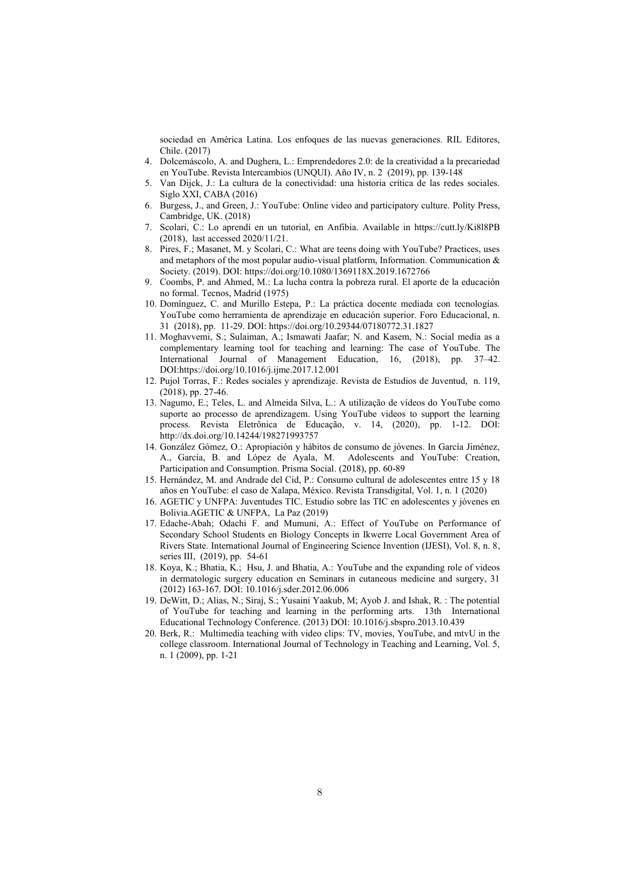sociedad en América Latina. Los enfoques de las nuevas generaciones. RIL Editores, Chile. (2017)

4. Dolcemáscolo, A. and Dughera, L.: Emprendedores 2.0: de la creatividad a la precariedad en YouTube. Revista Intercambios (UNQUI). Año IV, n. 2 (2019), pp. 139-148
5. Van Dijck, J.: La cultura de la conectividad: una historia crítica de las redes sociales. Siglo XXI, CABA (2016)
6. Burgess, J., and Green, J.: YouTube: Online video and participatory culture. Polity Press, Cambridge, UK. (2018)
7. Scolari, C.: Lo aprendí en un tutorial, en Anfibia. Available in https://cutt.ly/Ki8l8PB (2018), last accessed 2020/11/21.
8. Pires, F.; Masanet, M. y Scolari, C.: What are teens doing with YouTube? Practices, uses and metaphors of the most popular audio-visual platform, Information. Communication & Society. (2019). DOI: https://doi.org/10.1080/1369118X.2019.1672766
9. Coombs, P. and Ahmed, M.: La lucha contra la pobreza rural. El aporte de la educación no formal. Tecnos, Madrid (1975)
10. Domínguez, C. and Murillo Estepa, P.: La práctica docente mediada con tecnologías. YouTube como herramienta de aprendizaje en educación superior. Foro Educacional, n. 31 (2018), pp. 11-29. DOI: https://doi.org/10.29344/07180772.31.1827
11. Moghavvemi, S.; Sulaiman, A.; Ismawati Jaafar; N. and Kasem, N.: Social media as a complementary learning tool for teaching and learning: The case of YouTube. The International Journal of Management Education, 16, (2018), pp. 37–42. DOI:https://doi.org/10.1016/j.ijme.2017.12.001
12. Pujol Torras, F.: Redes sociales y aprendizaje. Revista de Estudios de Juventud, n. 119, (2018), pp. 27-46.
13. Nagumo, E.; Teles, L. and Almeida Silva, L.: A utilização de vídeos do YouTube como suporte ao processo de aprendizagem. Using YouTube videos to support the learning process. Revista Eletrônica de Educação, v. 14, (2020), pp. 1-12. DOI: http://dx.doi.org/10.14244/198271993757
14. González Gómez, O.: Apropiación y hábitos de consumo de jóvenes. In García Jiménez, A., García, B. and López de Ayala, M. Adolescents and YouTube: Creation, Participation and Consumption. Prisma Social. (2018), pp. 60-89
15. Hernández, M. and Andrade del Cid, P.: Consumo cultural de adolescentes entre 15 y 18 años en YouTube: el caso de Xalapa, México. Revista Transdigital, Vol. 1, n. 1 (2020)
16. AGETIC y UNFPA: Juventudes TIC. Estudio sobre las TIC en adolescentes y jóvenes en Bolivia.AGETIC & UNFPA, La Paz (2019)
17. Edache-Abah; Odachi F. and Mumuni, A.: Effect of YouTube on Performance of Secondary School Students en Biology Concepts in Ikwerre Local Government Area of Rivers State. International Journal of Engineering Science Invention (IJESI), Vol. 8, n. 8, series III, (2019), pp. 54-61
18. Koya, K.; Bhatia, K.; Hsu, J. and Bhatia, A.: YouTube and the expanding role of videos in dermatologic surgery education en Seminars in cutaneous medicine and surgery, 31 (2012) 163-167. DOI: 10.1016/j.sder.2012.06.006
19. DeWitt, D.; Alias, N.; Siraj, S.; Yusaini Yaakub, M; Ayob J. and Ishak, R. : The potential of YouTube for teaching and learning in the performing arts. 13th International Educational Technology Conference. (2013) DOI: 10.1016/j.sbspro.2013.10.439
20. Berk, R.: Multimedia teaching with video clips: TV, movies, YouTube, and mtvU in the college classroom. International Journal of Technology in Teaching and Learning, Vol. 5, n. 1 (2009), pp. 1-21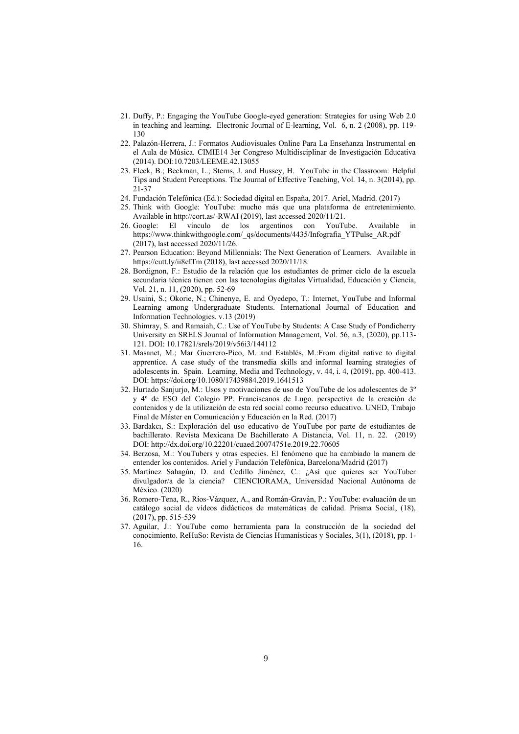21. Duffy, P.: Engaging the YouTube Google-eyed generation: Strategies for using Web 2.0 in teaching and learning. Electronic Journal of E-learning, Vol. 6, n. 2 (2008), pp. 119-130
22. Palazón-Herrera, J.: Formatos Audiovisuales Online Para La Enseñanza Instrumental en el Aula de Música. CIMIE14 3er Congreso Multidisciplinar de Investigación Educativa (2014). DOI:10.7203/LEEME.42.13055
23. Fleck, B.; Beckman, L.; Sterns, J. and Hussey, H. YouTube in the Classroom: Helpful Tips and Student Perceptions. The Journal of Effective Teaching, Vol. 14, n. 3(2014), pp. 21-37
24. Fundación Telefónica (Ed.): Sociedad digital en España, 2017. Ariel, Madrid. (2017)
25. Think with Google: YouTube: mucho más que una plataforma de entretenimiento. Available in http://cort.as/-RWAI (2019), last accessed 2020/11/21.
26. Google: El vínculo de los argentinos con YouTube. Available in https://www.thinkwithgoogle.com/_qs/documents/4435/Infografia_YTPulse_AR.pdf (2017), last accessed 2020/11/26.
27. Pearson Education: Beyond Millennials: The Next Generation of Learners. Available in https://cutt.ly/ii8eITm (2018), last accessed 2020/11/18.
28. Bordignon, F.: Estudio de la relación que los estudiantes de primer ciclo de la escuela secundaria técnica tienen con las tecnologías digitales Virtualidad, Educación y Ciencia, Vol. 21, n. 11, (2020), pp. 52-69
29. Usaini, S.; Okorie, N.; Chinenye, E. and Oyedepo, T.: Internet, YouTube and Informal Learning among Undergraduate Students. International Journal of Education and Information Technologies. v.13 (2019)
30. Shimray, S. and Ramaiah, C.: Use of YouTube by Students: A Case Study of Pondicherry University en SRELS Journal of Information Management, Vol. 56, n.3, (2020), pp.113-121. DOI: 10.17821/srels/2019/v56i3/144112
31. Masanet, M.; Mar Guerrero-Pico, M. and Establés, M.:From digital native to digital apprentice. A case study of the transmedia skills and informal learning strategies of adolescents in. Spain. Learning, Media and Technology, v. 44, i. 4, (2019), pp. 400-413. DOI: https://doi.org/10.1080/17439884.2019.1641513
32. Hurtado Sanjurjo, M.: Usos y motivaciones de uso de YouTube de los adolescentes de 3º y 4º de ESO del Colegio PP. Franciscanos de Lugo. perspectiva de la creación de contenidos y de la utilización de esta red social como recurso educativo. UNED, Trabajo Final de Máster en Comunicación y Educación en la Red. (2017)
33. Bardakcı, S.: Exploración del uso educativo de YouTube por parte de estudiantes de bachillerato. Revista Mexicana De Bachillerato A Distancia, Vol. 11, n. 22. (2019) DOI: http://dx.doi.org/10.22201/cuaed.20074751e.2019.22.70605
34. Berzosa, M.: YouTubers y otras especies. El fenómeno que ha cambiado la manera de entender los contenidos. Ariel y Fundación Telefónica, Barcelona/Madrid (2017)
35. Martínez Sahagún, D. and Cedillo Jiménez, C.: ¿Así que quieres ser YouTuber divulgador/a de la ciencia? CIENCIORAMA, Universidad Nacional Autónoma de México. (2020)
36. Romero-Tena, R., Ríos-Vázquez, A., and Román-Graván, P.: YouTube: evaluación de un catálogo social de vídeos didácticos de matemáticas de calidad. Prisma Social, (18), (2017), pp. 515-539
37. Aguilar, J.: YouTube como herramienta para la construcción de la sociedad del conocimiento. ReHuSo: Revista de Ciencias Humanísticas y Sociales, 3(1), (2018), pp. 1-16.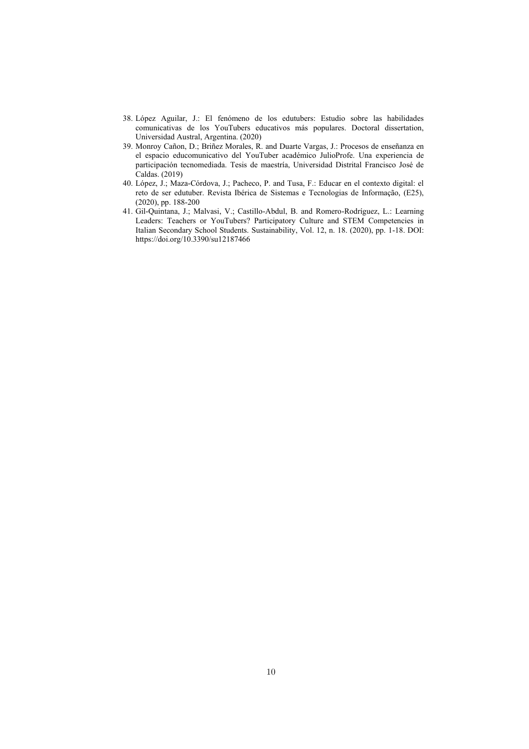38. López Aguilar, J.: El fenómeno de los edutubers: Estudio sobre las habilidades comunicativas de los YouTubers educativos más populares. Doctoral dissertation, Universidad Austral, Argentina. (2020)
39. Monroy Cañon, D.; Briñez Morales, R. and Duarte Vargas, J.: Procesos de enseñanza en el espacio educomunicativo del YouTuber académico JulioProfe. Una experiencia de participación tecnomediada. Tesis de maestría, Universidad Distrital Francisco José de Caldas. (2019)
40. López, J.; Maza-Córdova, J.; Pacheco, P. and Tusa, F.: Educar en el contexto digital: el reto de ser edutuber. Revista Ibérica de Sistemas e Tecnologias de Informação, (E25), (2020), pp. 188-200
41. Gil-Quintana, J.; Malvasi, V.; Castillo-Abdul, B. and Romero-Rodríguez, L.: Learning Leaders: Teachers or YouTubers? Participatory Culture and STEM Competencies in Italian Secondary School Students. Sustainability, Vol. 12, n. 18. (2020), pp. 1-18. DOI: https://doi.org/10.3390/su12187466